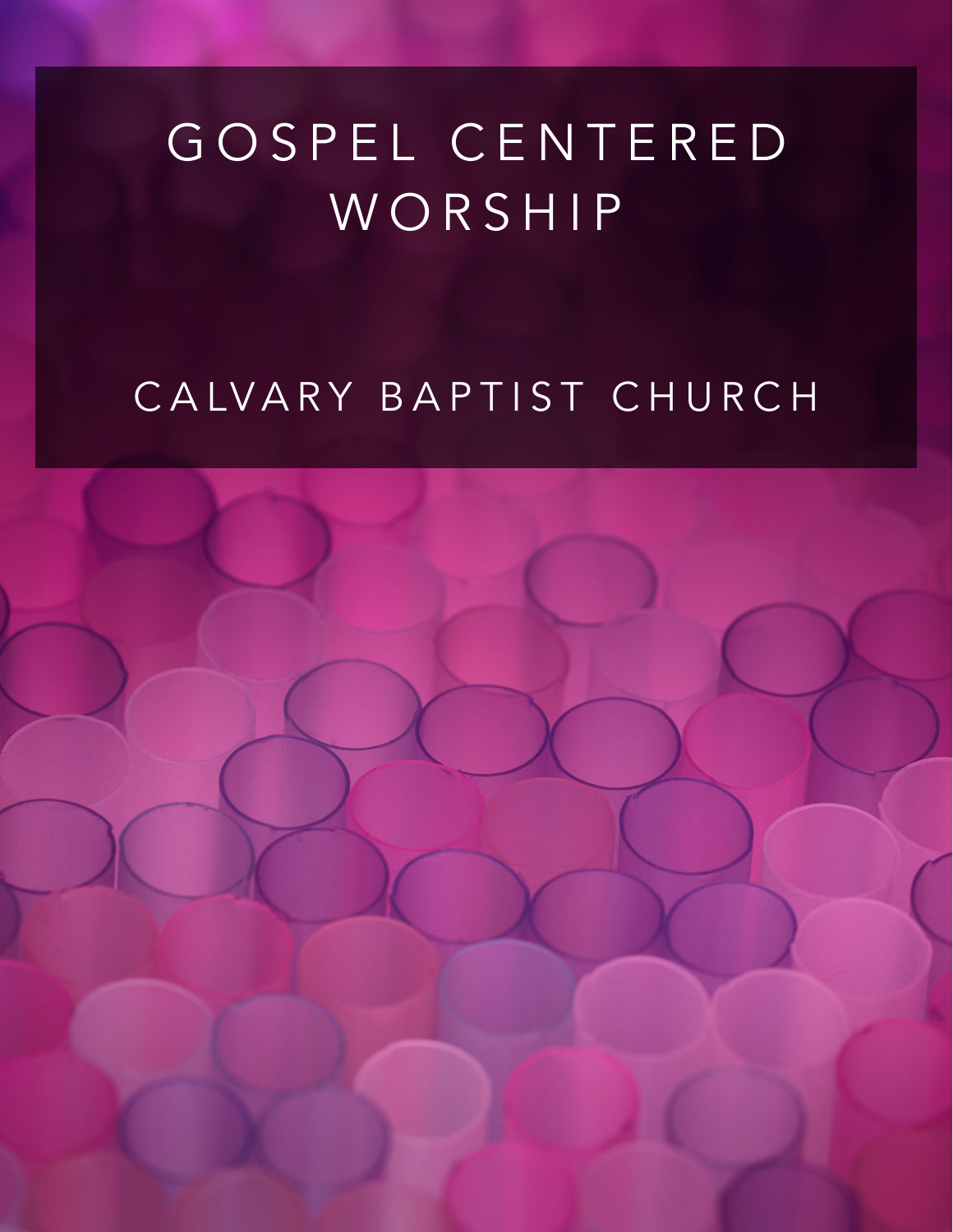# GOSPEL CENTERED WORSHIP

## CALVARY BAPTIST CHURCH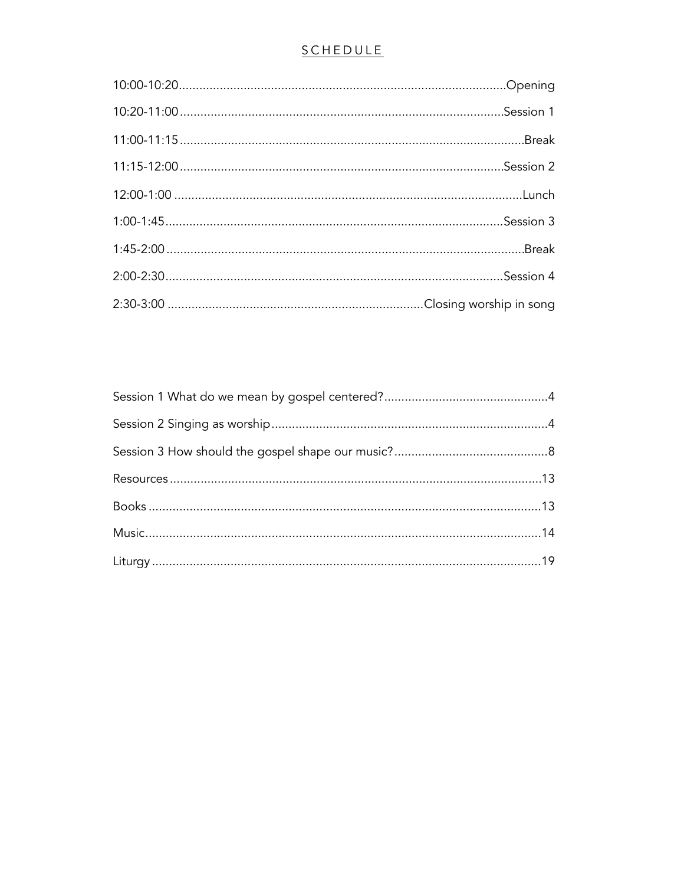# SCHEDULE

| Time | Activity |
|---|---|
| 10:00-10:20 | Opening |
| 10:20-11:00 | Session 1 |
| 11:00-11:15 | Break |
| 11:15-12:00 | Session 2 |
| 12:00-1:00 | Lunch |
| 1:00-1:45 | Session 3 |
| 1:45-2:00 | Break |
| 2:00-2:30 | Session 4 |
| 2:30-3:00 | Closing worship in song |

| Section | Page |
|---|---|
| Session 1 What do we mean by gospel centered? | 4 |
| Session 2 Singing as worship | 4 |
| Session 3 How should the gospel shape our music? | 8 |
| Resources | 13 |
| Books | 13 |
| Music | 14 |
| Liturgy | 19 |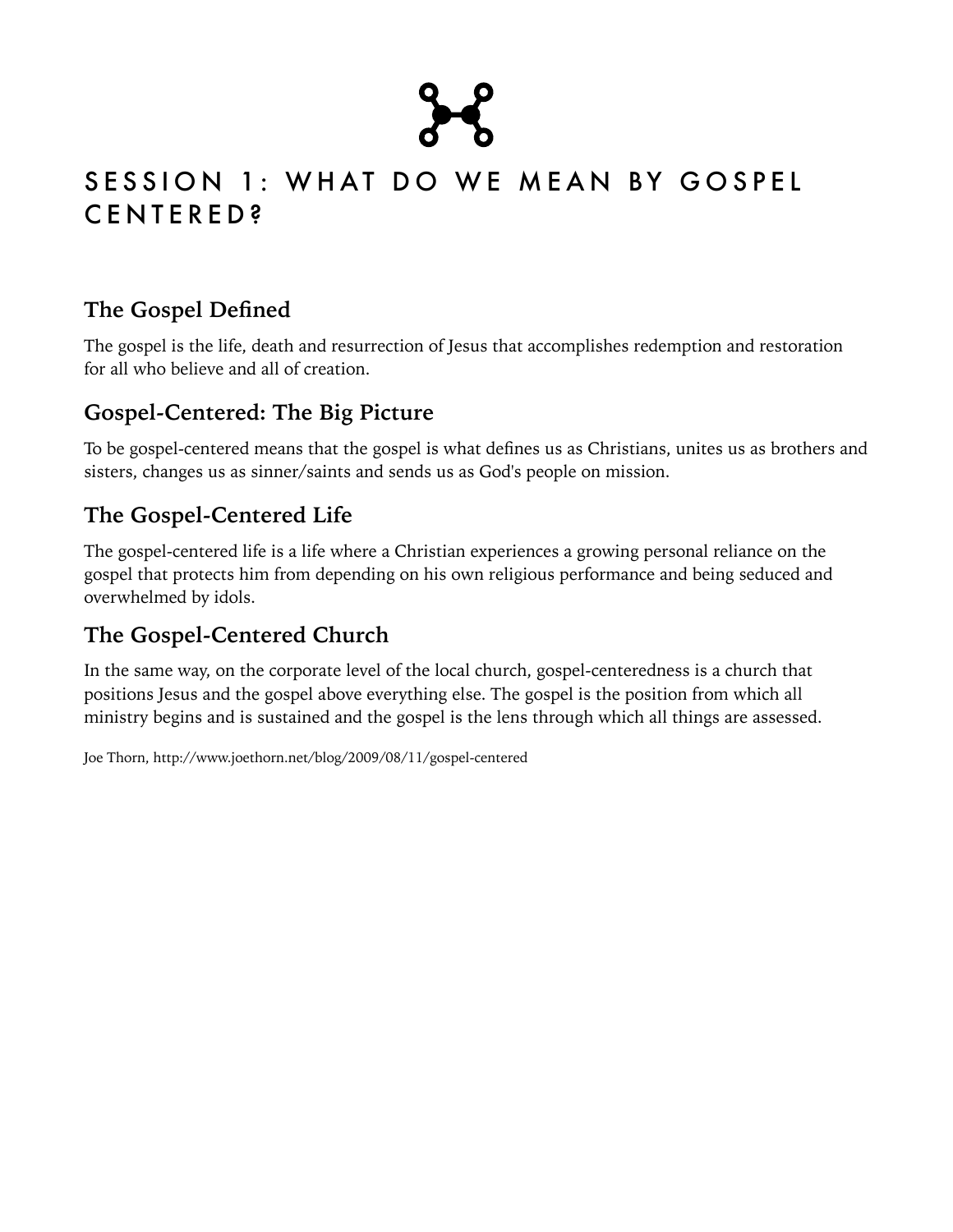# SESSION 1: WHAT DO WE MEAN BY GOSPEL CENTERED?

## The Gospel Defined

The gospel is the life, death and resurrection of Jesus that accomplishes redemption and restoration for all who believe and all of creation.

## Gospel-Centered: The Big Picture

To be gospel-centered means that the gospel is what defines us as Christians, unites us as brothers and sisters, changes us as sinner/saints and sends us as God's people on mission.

## The Gospel-Centered Life

The gospel-centered life is a life where a Christian experiences a growing personal reliance on the gospel that protects him from depending on his own religious performance and being seduced and overwhelmed by idols.

## The Gospel-Centered Church

In the same way, on the corporate level of the local church, gospel-centeredness is a church that positions Jesus and the gospel above everything else. The gospel is the position from which all ministry begins and is sustained and the gospel is the lens through which all things are assessed.

Joe Thorn, http://www.joethorn.net/blog/2009/08/11/gospel-centered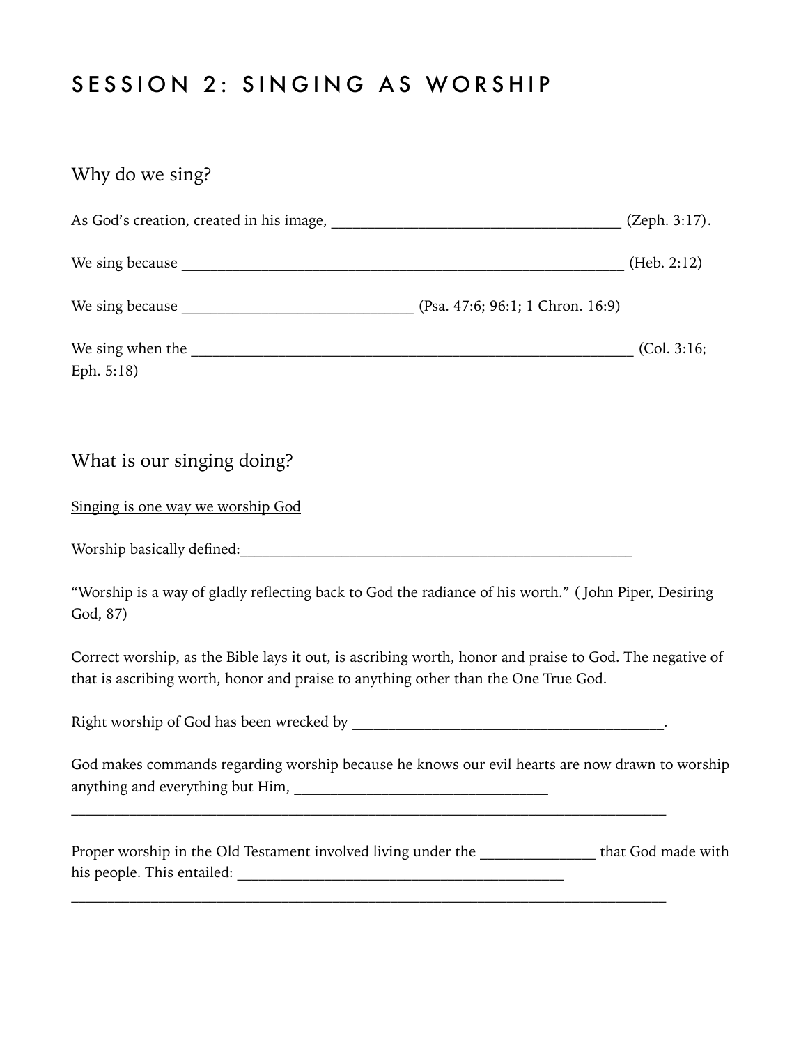# SESSION 2: SINGING AS WORSHIP

## Why do we sing?

As God's creation, created in his image, ___________________________________ (Zeph. 3:17).

We sing because _______________________________________________________ (Heb. 2:12)

We sing because ____________________________ (Psa. 47:6; 96:1; 1 Chron. 16:9)

We sing when the ______________________________________________________ (Col. 3:16; Eph. 5:18)

## What is our singing doing?

<u>Singing is one way we worship God</u>

Worship basically defined:_______________________________________________

"Worship is a way of gladly reflecting back to God the radiance of his worth." ( John Piper, Desiring God, 87)

Correct worship, as the Bible lays it out, is ascribing worth, honor and praise to God. The negative of that is ascribing worth, honor and praise to anything other than the One True God.

Right worship of God has been wrecked by ______________________________________.

God makes commands regarding worship because he knows our evil hearts are now drawn to worship anything and everything but Him, ______________________________

___________________________________________________________________________

Proper worship in the Old Testament involved living under the ______________ that God made with his people. This entailed: ________________________________________

___________________________________________________________________________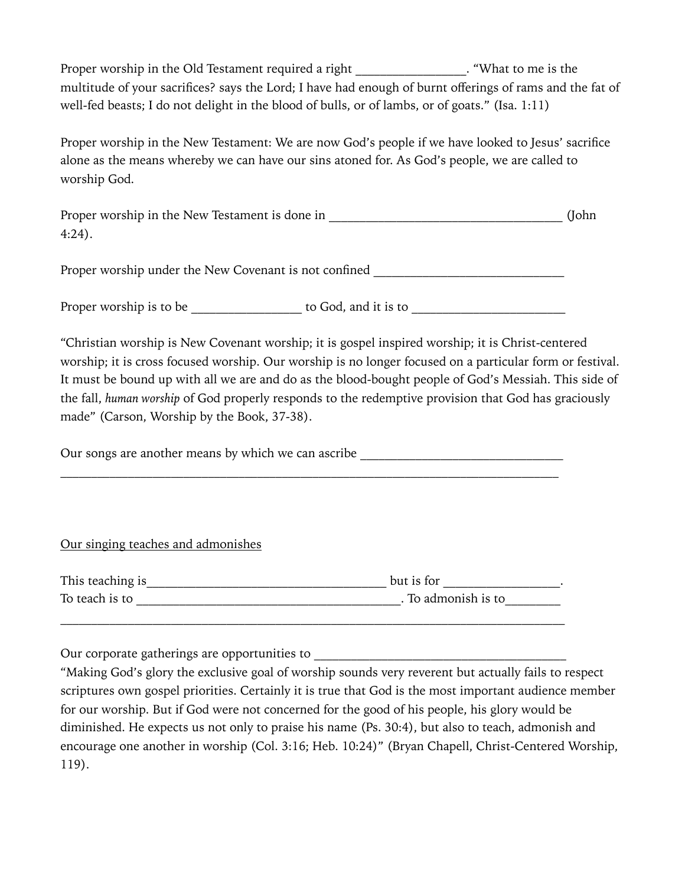Proper worship in the Old Testament required a right ________________. "What to me is the multitude of your sacrifices? says the Lord; I have had enough of burnt offerings of rams and the fat of well-fed beasts; I do not delight in the blood of bulls, or of lambs, or of goats." (Isa. 1:11)

Proper worship in the New Testament: We are now God's people if we have looked to Jesus' sacrifice alone as the means whereby we can have our sins atoned for. As God's people, we are called to worship God.

Proper worship in the New Testament is done in __________________________________ (John 4:24).

Proper worship under the New Covenant is not confined ___________________________

Proper worship is to be ________________ to God, and it is to ______________________

"Christian worship is New Covenant worship; it is gospel inspired worship; it is Christ-centered worship; it is cross focused worship. Our worship is no longer focused on a particular form or festival. It must be bound up with all we are and do as the blood-bought people of God's Messiah. This side of the fall, *human worship* of God properly responds to the redemptive provision that God has graciously made" (Carson, Worship by the Book, 37-38).

Our songs are another means by which we can ascribe _____________________________
__________________________________________________________________________

<u>Our singing teaches and admonishes</u>

This teaching is__________________________________ but is for ________________.
To teach is to _____________________________________. To admonish is to________
__________________________________________________________________________

Our corporate gatherings are opportunities to ____________________________________
"Making God's glory the exclusive goal of worship sounds very reverent but actually fails to respect scriptures own gospel priorities. Certainly it is true that God is the most important audience member for our worship. But if God were not concerned for the good of his people, his glory would be diminished. He expects us not only to praise his name (Ps. 30:4), but also to teach, admonish and encourage one another in worship (Col. 3:16; Heb. 10:24)" (Bryan Chapell, Christ-Centered Worship, 119).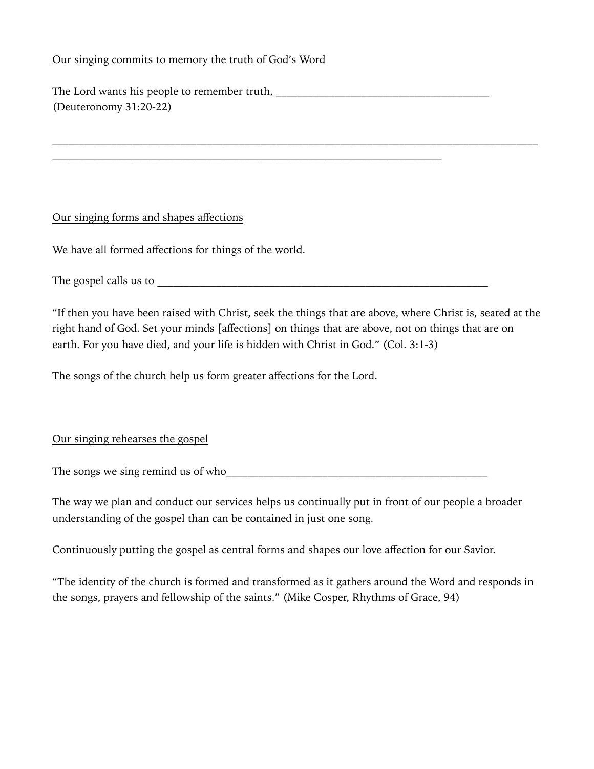<u>Our singing commits to memory the truth of God's Word</u>

The Lord wants his people to remember truth, ______________________________________
(Deuteronomy 31:20-22)

________________________________________________________________________________________
______________________________________________________________________

<u>Our singing forms and shapes affections</u>

We have all formed affections for things of the world.

The gospel calls us to ___________________________________________________________

"If then you have been raised with Christ, seek the things that are above, where Christ is, seated at the right hand of God. Set your minds [affections] on things that are above, not on things that are on earth. For you have died, and your life is hidden with Christ in God." (Col. 3:1-3)

The songs of the church help us form greater affections for the Lord.

<u>Our singing rehearses the gospel</u>

The songs we sing remind us of who_____________________________________________

The way we plan and conduct our services helps us continually put in front of our people a broader understanding of the gospel than can be contained in just one song.

Continuously putting the gospel as central forms and shapes our love affection for our Savior.

"The identity of the church is formed and transformed as it gathers around the Word and responds in the songs, prayers and fellowship of the saints." (Mike Cosper, Rhythms of Grace, 94)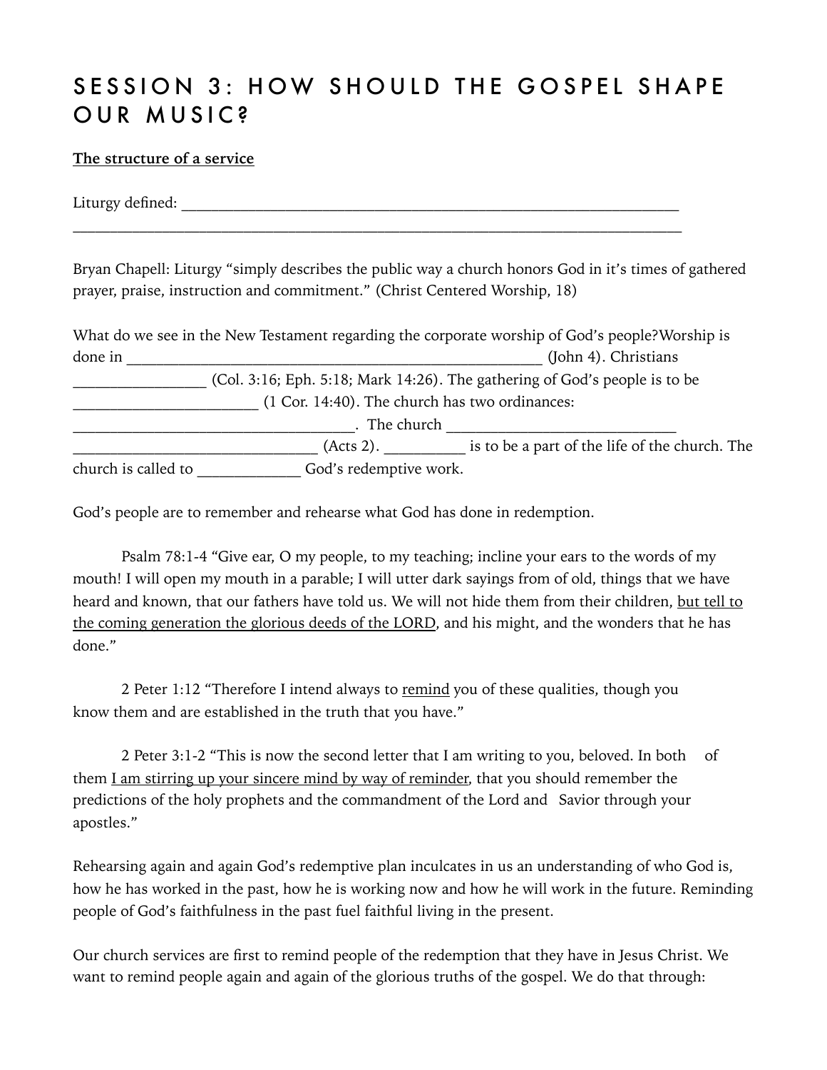# SESSION 3: HOW SHOULD THE GOSPEL SHAPE OUR MUSIC?

<u>**The structure of a service**</u>

Liturgy defined: ______________________________________________________________
______________________________________________________________________________

Bryan Chapell: Liturgy "simply describes the public way a church honors God in it's times of gathered prayer, praise, instruction and commitment." (Christ Centered Worship, 18)

What do we see in the New Testament regarding the corporate worship of God's people?Worship is done in ________________________________________________ (John 4). Christians _______________ (Col. 3:16; Eph. 5:18; Mark 14:26). The gathering of God's people is to be ______________________ (1 Cor. 14:40). The church has two ordinances: ________________________________. The church __________________________ ____________________________ (Acts 2). _________ is to be a part of the life of the church. The church is called to ____________ God's redemptive work.

God's people are to remember and rehearse what God has done in redemption.

Psalm 78:1-4 "Give ear, O my people, to my teaching; incline your ears to the words of my mouth! I will open my mouth in a parable; I will utter dark sayings from of old, things that we have heard and known, that our fathers have told us. We will not hide them from their children, <u>but tell to the coming generation the glorious deeds of the LORD</u>, and his might, and the wonders that he has done."

2 Peter 1:12 "Therefore I intend always to <u>remind</u> you of these qualities, though you know them and are established in the truth that you have."

2 Peter 3:1-2 "This is now the second letter that I am writing to you, beloved. In both of them <u>I am stirring up your sincere mind by way of reminder</u>, that you should remember the predictions of the holy prophets and the commandment of the Lord and Savior through your apostles."

Rehearsing again and again God's redemptive plan inculcates in us an understanding of who God is, how he has worked in the past, how he is working now and how he will work in the future. Reminding people of God's faithfulness in the past fuel faithful living in the present.

Our church services are first to remind people of the redemption that they have in Jesus Christ. We want to remind people again and again of the glorious truths of the gospel. We do that through: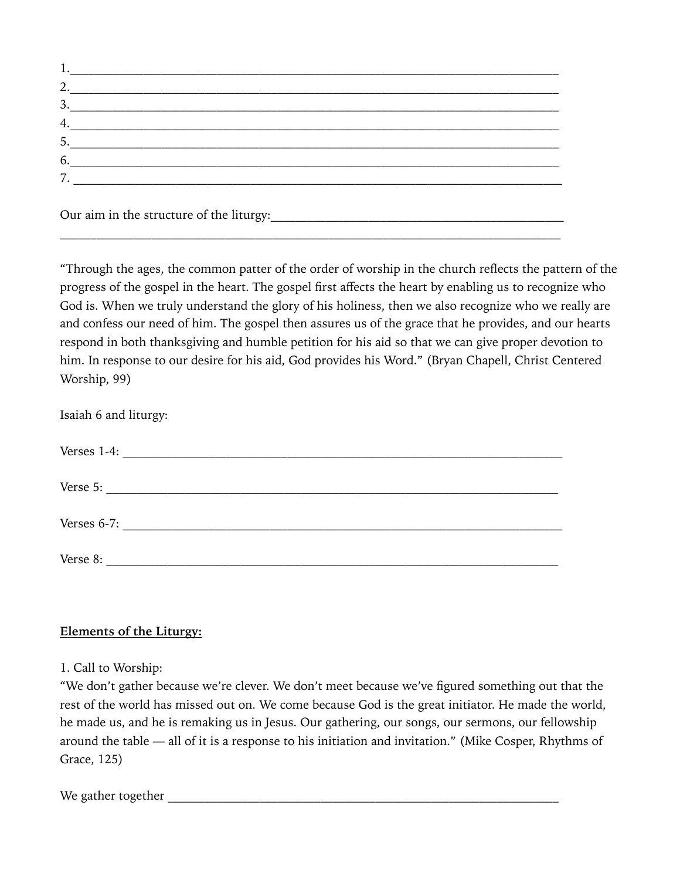1.___________________________________________________________________________
2.___________________________________________________________________________
3.___________________________________________________________________________
4.___________________________________________________________________________
5.___________________________________________________________________________
6.___________________________________________________________________________
7. ___________________________________________________________________________

Our aim in the structure of the liturgy:_____________________________________________
___________________________________________________________________________

"Through the ages, the common patter of the order of worship in the church reflects the pattern of the progress of the gospel in the heart. The gospel first affects the heart by enabling us to recognize who God is. When we truly understand the glory of his holiness, then we also recognize who we really are and confess our need of him. The gospel then assures us of the grace that he provides, and our hearts respond in both thanksgiving and humble petition for his aid so that we can give proper devotion to him. In response to our desire for his aid, God provides his Word." (Bryan Chapell, Christ Centered Worship, 99)

Isaiah 6 and liturgy:

Verses 1-4: ______________________________________________________________

Verse 5: ________________________________________________________________

Verses 6-7: ______________________________________________________________

Verse 8: ________________________________________________________________

**Elements of the Liturgy:**

1. Call to Worship:

"We don't gather because we're clever. We don't meet because we've figured something out that the rest of the world has missed out on. We come because God is the great initiator. He made the world, he made us, and he is remaking us in Jesus. Our gathering, our songs, our sermons, our fellowship around the table — all of it is a response to his initiation and invitation." (Mike Cosper, Rhythms of Grace, 125)

We gather together _______________________________________________________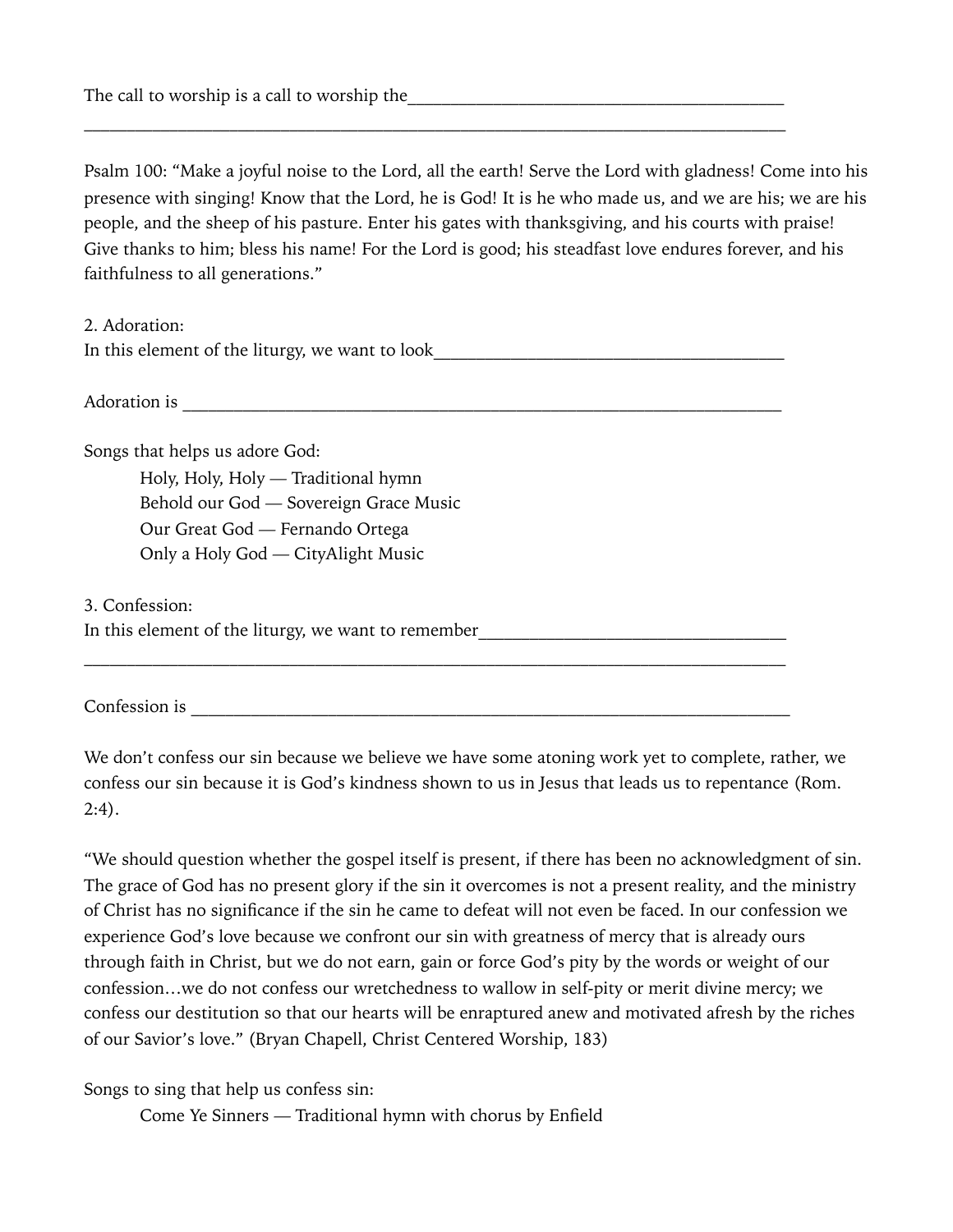The call to worship is a call to worship the__________________________________________
________________________________________________________________________________

Psalm 100: "Make a joyful noise to the Lord, all the earth! Serve the Lord with gladness! Come into his presence with singing! Know that the Lord, he is God! It is he who made us, and we are his; we are his people, and the sheep of his pasture. Enter his gates with thanksgiving, and his courts with praise! Give thanks to him; bless his name! For the Lord is good; his steadfast love endures forever, and his faithfulness to all generations."

2. Adoration:
In this element of the liturgy, we want to look_______________________________________

Adoration is ______________________________________________________________________

Songs that helps us adore God:

- Holy, Holy, Holy — Traditional hymn
- Behold our God — Sovereign Grace Music
- Our Great God — Fernando Ortega
- Only a Holy God — CityAlight Music

3. Confession:
In this element of the liturgy, we want to remember__________________________________
________________________________________________________________________________

Confession is ______________________________________________________________________

We don't confess our sin because we believe we have some atoning work yet to complete, rather, we confess our sin because it is God's kindness shown to us in Jesus that leads us to repentance (Rom. 2:4).

"We should question whether the gospel itself is present, if there has been no acknowledgment of sin. The grace of God has no present glory if the sin it overcomes is not a present reality, and the ministry of Christ has no significance if the sin he came to defeat will not even be faced. In our confession we experience God's love because we confront our sin with greatness of mercy that is already ours through faith in Christ, but we do not earn, gain or force God's pity by the words or weight of our confession…we do not confess our wretchedness to wallow in self-pity or merit divine mercy; we confess our destitution so that our hearts will be enraptured anew and motivated afresh by the riches of our Savior's love." (Bryan Chapell, Christ Centered Worship, 183)

Songs to sing that help us confess sin:

- Come Ye Sinners — Traditional hymn with chorus by Enfield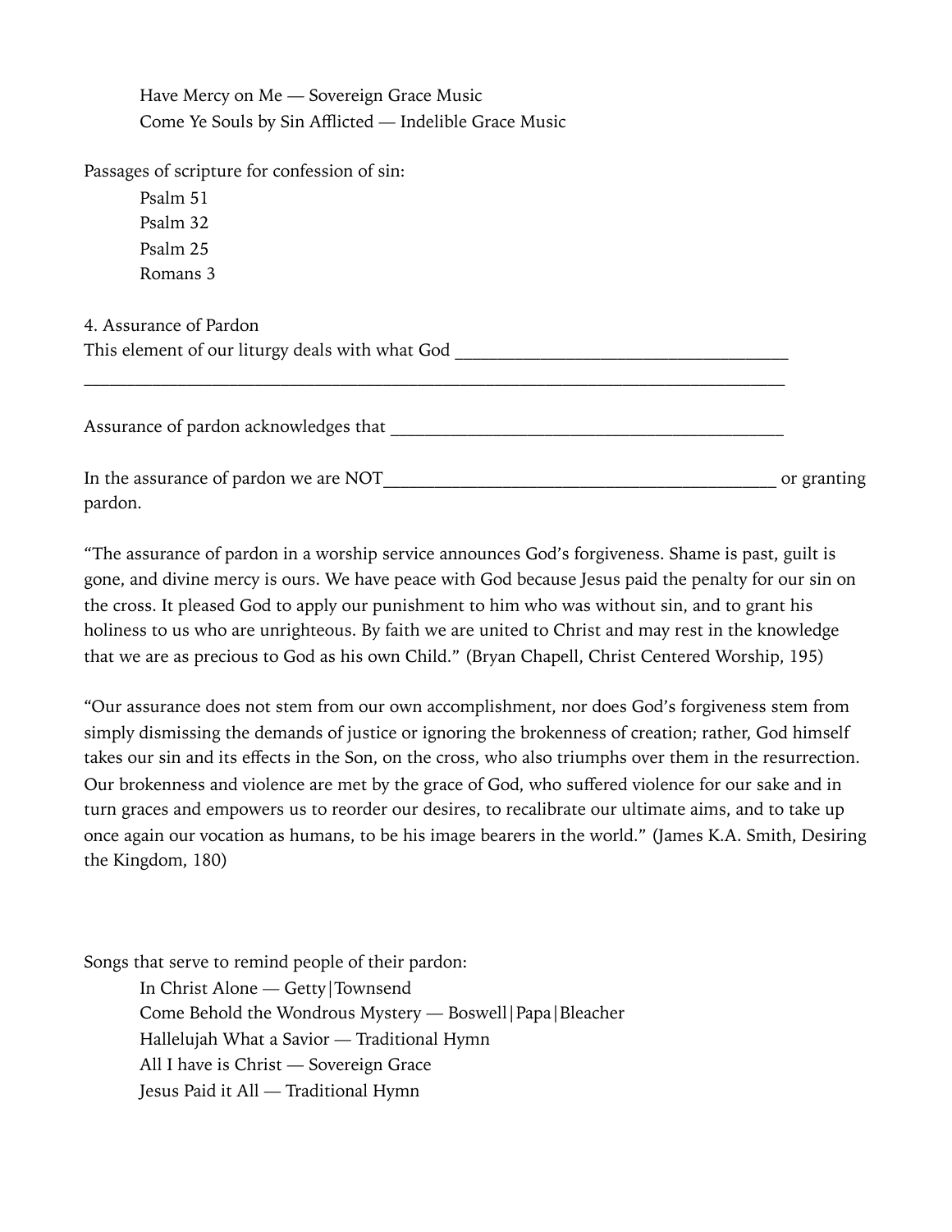Have Mercy on Me — Sovereign Grace Music
Come Ye Souls by Sin Afflicted — Indelible Grace Music

Passages of scripture for confession of sin:

Psalm 51
Psalm 32
Psalm 25
Romans 3

4. Assurance of Pardon

This element of our liturgy deals with what God ____________________________________
______________________________________________________________________________

Assurance of pardon acknowledges that ___________________________________________

In the assurance of pardon we are NOT___________________________________________ or granting pardon.

“The assurance of pardon in a worship service announces God’s forgiveness. Shame is past, guilt is gone, and divine mercy is ours. We have peace with God because Jesus paid the penalty for our sin on the cross. It pleased God to apply our punishment to him who was without sin, and to grant his holiness to us who are unrighteous. By faith we are united to Christ and may rest in the knowledge that we are as precious to God as his own Child.” (Bryan Chapell, Christ Centered Worship, 195)

“Our assurance does not stem from our own accomplishment, nor does God’s forgiveness stem from simply dismissing the demands of justice or ignoring the brokenness of creation; rather, God himself takes our sin and its effects in the Son, on the cross, who also triumphs over them in the resurrection. Our brokenness and violence are met by the grace of God, who suffered violence for our sake and in turn graces and empowers us to reorder our desires, to recalibrate our ultimate aims, and to take up once again our vocation as humans, to be his image bearers in the world.” (James K.A. Smith, Desiring the Kingdom, 180)

Songs that serve to remind people of their pardon:

In Christ Alone — Getty|Townsend
Come Behold the Wondrous Mystery — Boswell|Papa|Bleacher
Hallelujah What a Savior — Traditional Hymn
All I have is Christ — Sovereign Grace
Jesus Paid it All — Traditional Hymn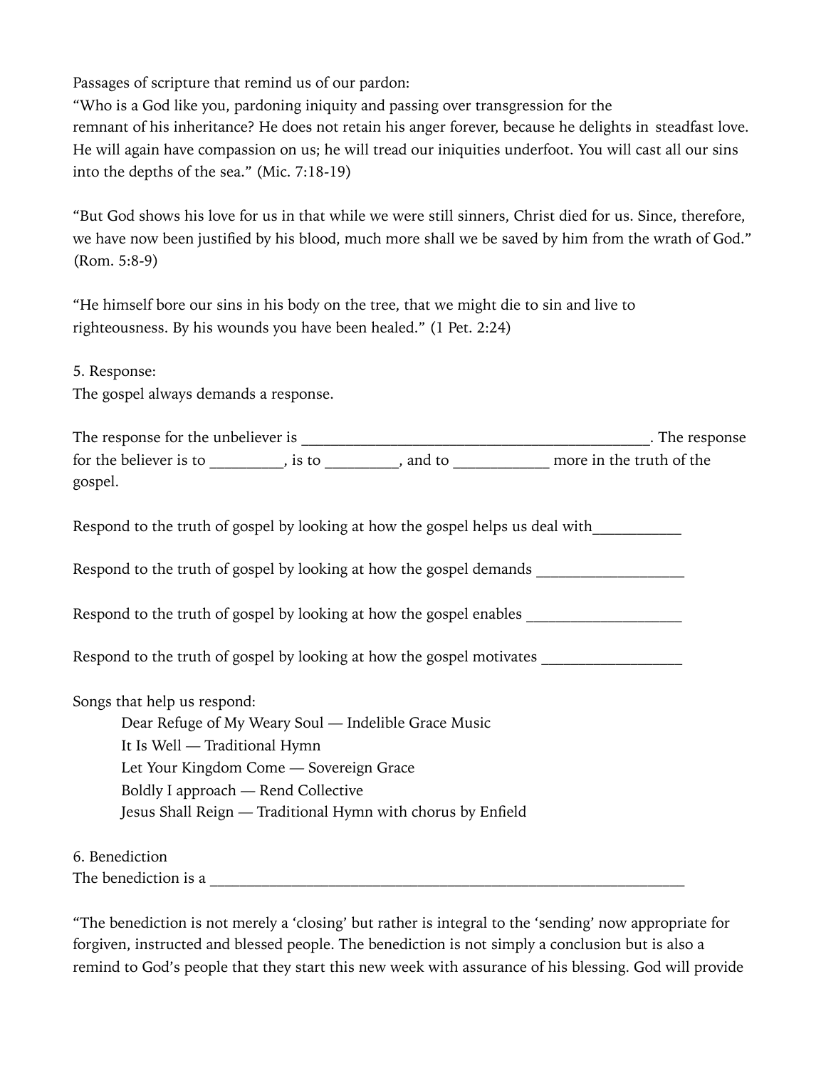Passages of scripture that remind us of our pardon:

"Who is a God like you, pardoning iniquity and passing over transgression for the remnant of his inheritance? He does not retain his anger forever, because he delights in steadfast love. He will again have compassion on us; he will tread our iniquities underfoot. You will cast all our sins into the depths of the sea." (Mic. 7:18-19)

"But God shows his love for us in that while we were still sinners, Christ died for us. Since, therefore, we have now been justified by his blood, much more shall we be saved by him from the wrath of God." (Rom. 5:8-9)

"He himself bore our sins in his body on the tree, that we might die to sin and live to righteousness. By his wounds you have been healed." (1 Pet. 2:24)

5. Response:

The gospel always demands a response.

The response for the unbeliever is ____________________________________________. The response for the believer is to _________, is to _________, and to ____________ more in the truth of the gospel.

Respond to the truth of gospel by looking at how the gospel helps us deal with___________

Respond to the truth of gospel by looking at how the gospel demands __________________

Respond to the truth of gospel by looking at how the gospel enables ___________________

Respond to the truth of gospel by looking at how the gospel motivates _________________

Songs that help us respond:

- Dear Refuge of My Weary Soul — Indelible Grace Music
- It Is Well — Traditional Hymn
- Let Your Kingdom Come — Sovereign Grace
- Boldly I approach — Rend Collective
- Jesus Shall Reign — Traditional Hymn with chorus by Enfield

6. Benediction

The benediction is a ______________________________________________________________

"The benediction is not merely a 'closing' but rather is integral to the 'sending' now appropriate for forgiven, instructed and blessed people. The benediction is not simply a conclusion but is also a remind to God's people that they start this new week with assurance of his blessing. God will provide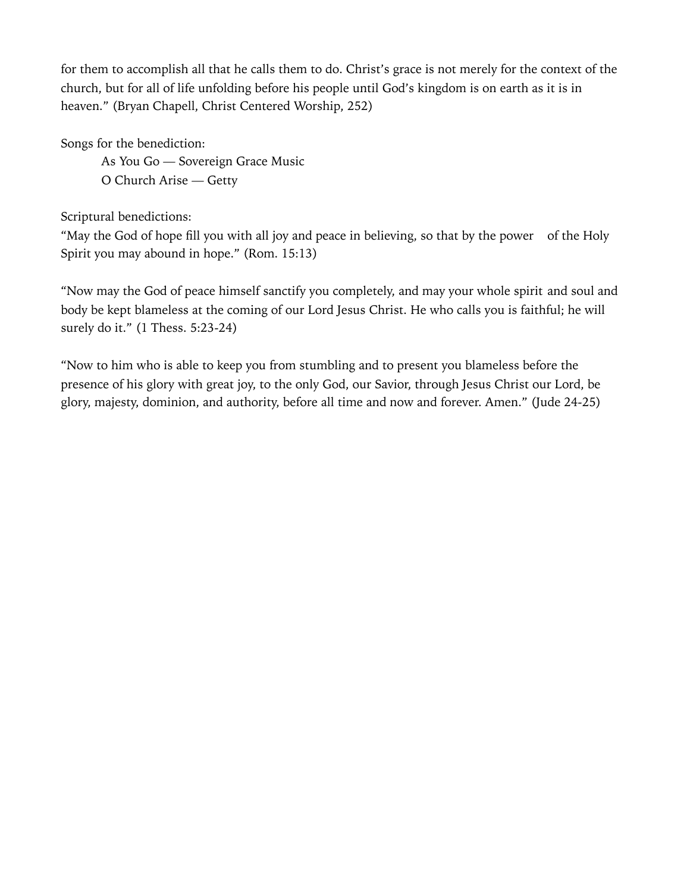for them to accomplish all that he calls them to do. Christ's grace is not merely for the context of the church, but for all of life unfolding before his people until God's kingdom is on earth as it is in heaven." (Bryan Chapell, Christ Centered Worship, 252)

Songs for the benediction:

As You Go — Sovereign Grace Music
O Church Arise — Getty

Scriptural benedictions:

"May the God of hope fill you with all joy and peace in believing, so that by the power of the Holy Spirit you may abound in hope." (Rom. 15:13)

"Now may the God of peace himself sanctify you completely, and may your whole spirit and soul and body be kept blameless at the coming of our Lord Jesus Christ. He who calls you is faithful; he will surely do it." (1 Thess. 5:23-24)

"Now to him who is able to keep you from stumbling and to present you blameless before the presence of his glory with great joy, to the only God, our Savior, through Jesus Christ our Lord, be glory, majesty, dominion, and authority, before all time and now and forever. Amen." (Jude 24-25)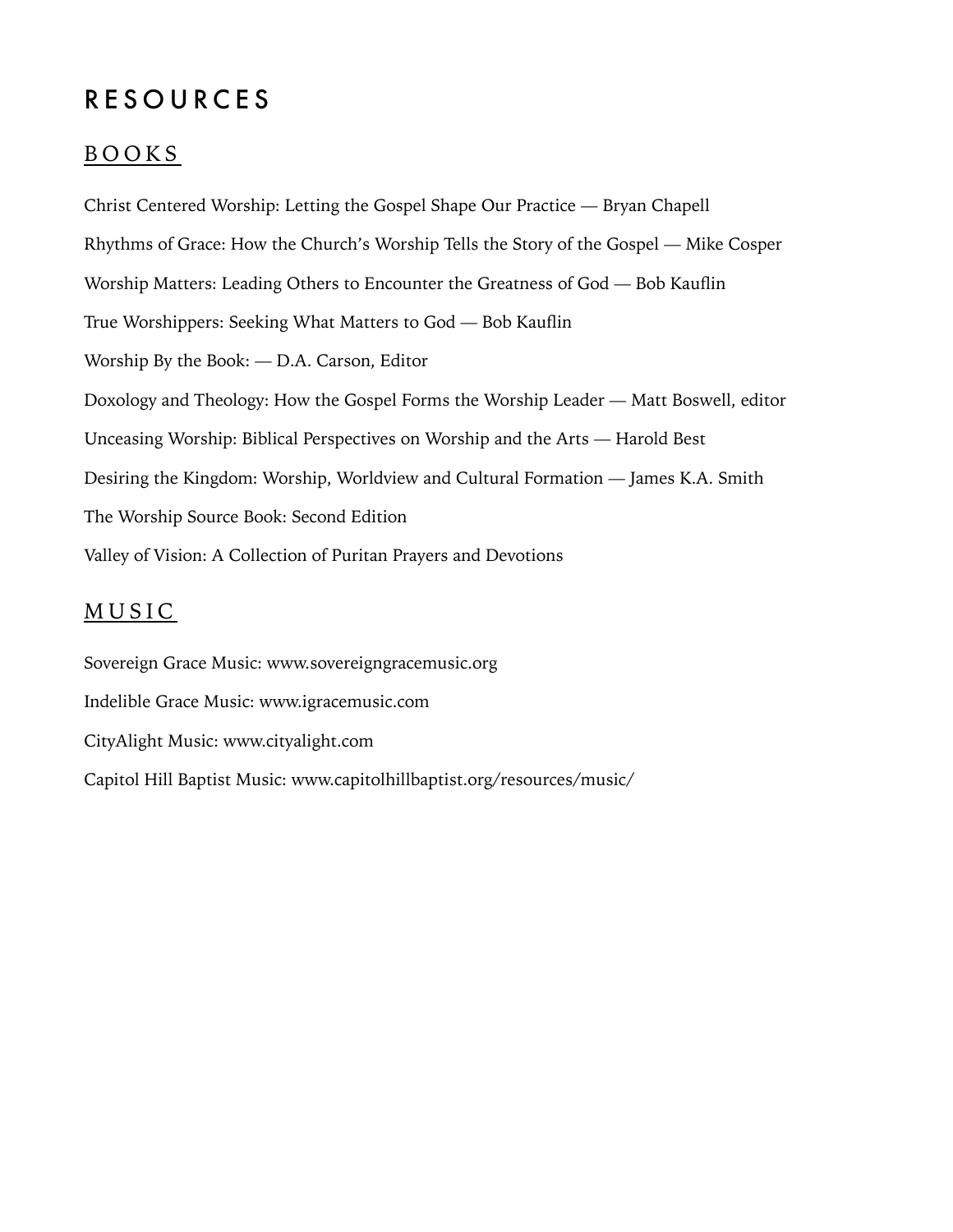# RESOURCES

## BOOKS

Christ Centered Worship: Letting the Gospel Shape Our Practice — Bryan Chapell

Rhythms of Grace: How the Church's Worship Tells the Story of the Gospel — Mike Cosper

Worship Matters: Leading Others to Encounter the Greatness of God — Bob Kauflin

True Worshippers: Seeking What Matters to God — Bob Kauflin

Worship By the Book: — D.A. Carson, Editor

Doxology and Theology: How the Gospel Forms the Worship Leader — Matt Boswell, editor

Unceasing Worship: Biblical Perspectives on Worship and the Arts — Harold Best

Desiring the Kingdom: Worship, Worldview and Cultural Formation — James K.A. Smith

The Worship Source Book: Second Edition

Valley of Vision: A Collection of Puritan Prayers and Devotions

## MUSIC

Sovereign Grace Music: www.sovereigngracemusic.org

Indelible Grace Music: www.igracemusic.com

CityAlight Music: www.cityalight.com

Capitol Hill Baptist Music: www.capitolhillbaptist.org/resources/music/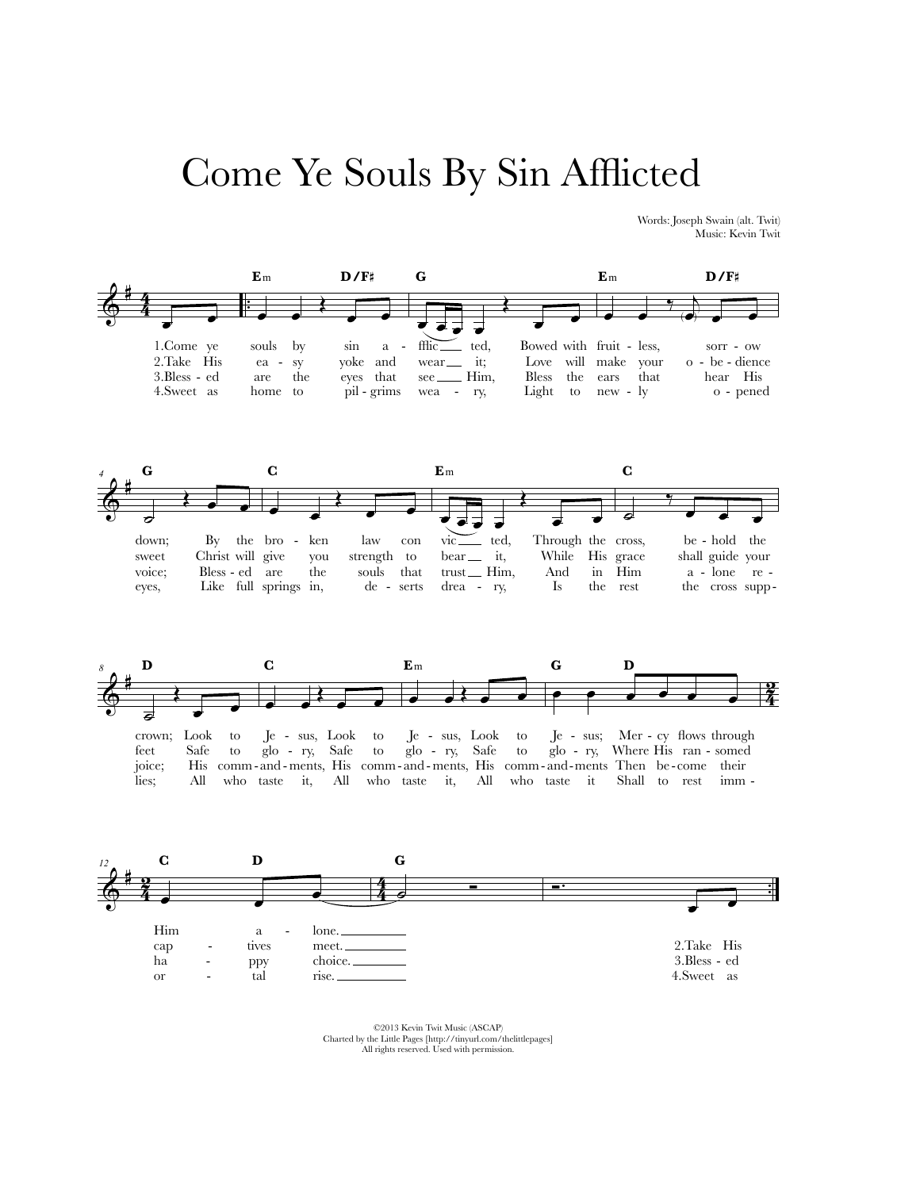# Come Ye Souls By Sin Afflicted

Words: Joseph Swain (alt. Twit)
Music: Kevin Twit

Em D/F♯ G Em D/F♯

1.Come ye souls by sin a - fflic - ted, Bowed with fruit - less, sorr - ow
2.Take His ea - sy yoke and wear it; Love will make your o - be - dience
3.Bless - ed are the eyes that see Him, Bless the ears that hear His
4.Sweet as home to pil - grims wea - ry, Light to new - ly o - pened

G C Em C

down; By the bro - ken law con vic - ted, Through the cross, be - hold the
sweet Christ will give you strength to bear it, While His grace shall guide your
voice; Bless - ed are the souls that trust Him, And in Him a - lone re -
eyes, Like full springs in, de - serts drea - ry, Is the rest the cross supp-

D C Em G D

crown; Look to Je - sus, Look to Je - sus, Look to Je - sus; Mer - cy flows through
feet Safe to glo - ry, Safe to glo - ry, Safe to glo - ry, Where His ran - somed
joice; His comm - and - ments, His comm - and - ments, His comm - and - ments Then be - come their
lies; All who taste it, All who taste it, All who taste it Shall to rest imm -

C D G

Him a - lone.
cap - tives meet.
ha - ppy choice.
or - tal rise.

2.Take His
3.Bless - ed
4.Sweet as

©2013 Kevin Twit Music (ASCAP)
Charted by the Little Pages [http://tinyurl.com/thelittlepages]
All rights reserved. Used with permission.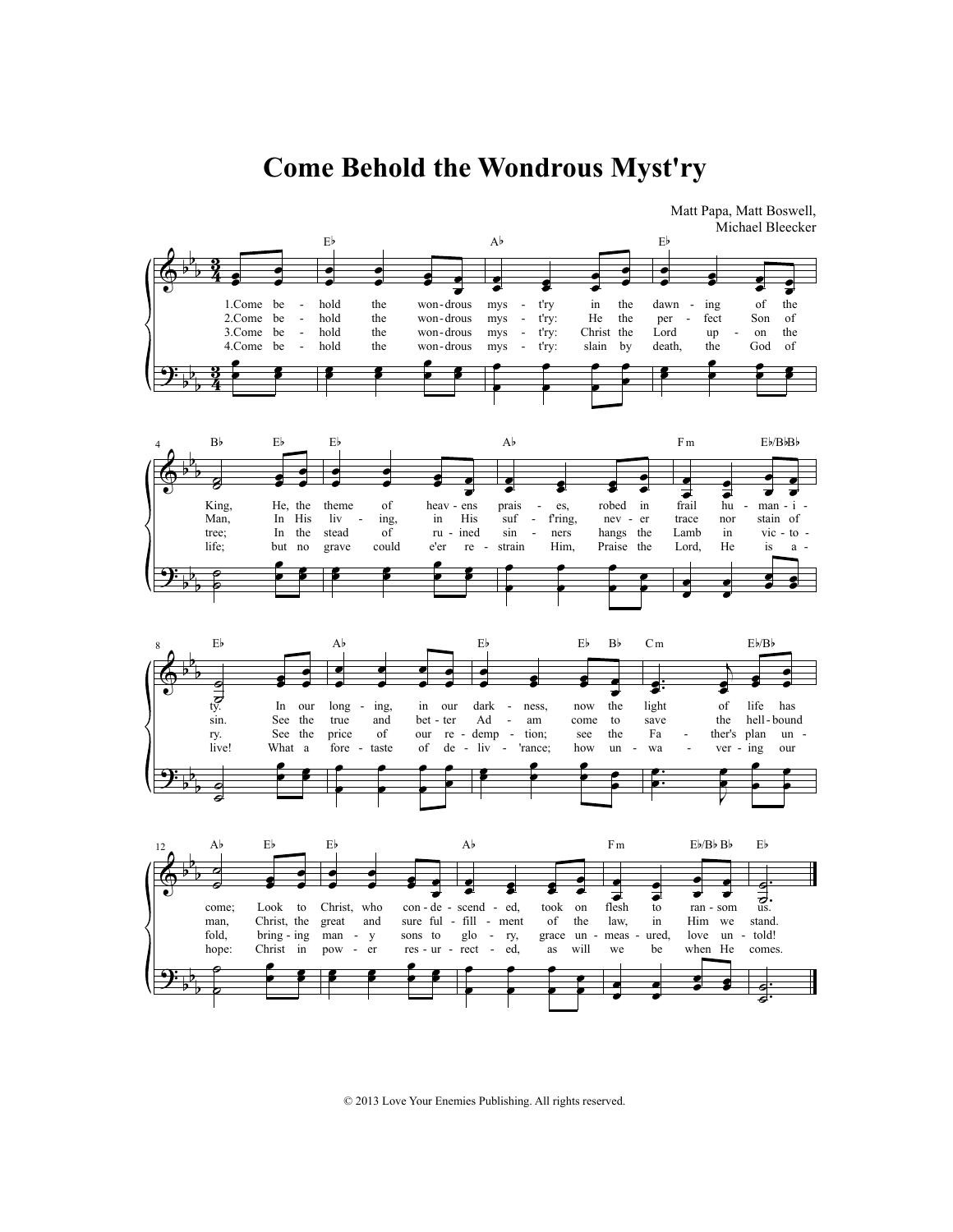# Come Behold the Wondrous Myst'ry

Matt Papa, Matt Boswell,
Michael Bleecker

1. Come behold the wondrous myst'ry in the dawning of the King, He, the theme of heavens praises, robed in frail humanity. In our longing, in our darkness, now the light of life has come; Look to Christ, who condescended, took on flesh to ransom us.

2. Come behold the wondrous myst'ry: He the perfect Son of Man, In His living, in His suff'ring, never trace nor stain of sin. See the true and better Adam come to save the hell-bound man, Christ, the great and sure fulfillment of the law, in Him we stand.

3. Come behold the wondrous myst'ry: Christ the Lord upon the tree; In the stead of ruined sinners hangs the Lamb in victory. See the price of our redemption; see the Father's plan unfold, bringing many sons to glory, grace unmeasured, love untold!

4. Come behold the wondrous myst'ry: slain by death, the God of life; but no grave could e'er restrain Him, Praise the Lord, He is alive! What a foretaste of deliv'rance; how unwavering our hope: Christ in power resurrected, as will we be when He comes.

© 2013 Love Your Enemies Publishing. All rights reserved.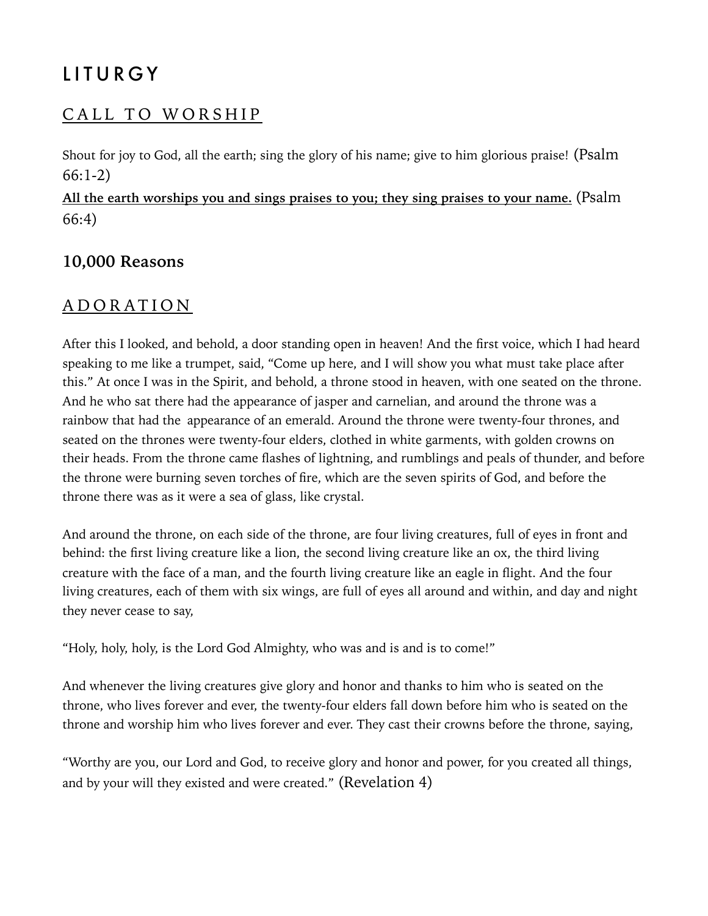# LITURGY

## CALL TO WORSHIP

Shout for joy to God, all the earth; sing the glory of his name; give to him glorious praise! (Psalm 66:1-2)

**All the earth worships you and sings praises to you; they sing praises to your name.** (Psalm 66:4)

### 10,000 Reasons

## ADORATION

After this I looked, and behold, a door standing open in heaven! And the first voice, which I had heard speaking to me like a trumpet, said, "Come up here, and I will show you what must take place after this." At once I was in the Spirit, and behold, a throne stood in heaven, with one seated on the throne. And he who sat there had the appearance of jasper and carnelian, and around the throne was a rainbow that had the appearance of an emerald. Around the throne were twenty-four thrones, and seated on the thrones were twenty-four elders, clothed in white garments, with golden crowns on their heads. From the throne came flashes of lightning, and rumblings and peals of thunder, and before the throne were burning seven torches of fire, which are the seven spirits of God, and before the throne there was as it were a sea of glass, like crystal.

And around the throne, on each side of the throne, are four living creatures, full of eyes in front and behind: the first living creature like a lion, the second living creature like an ox, the third living creature with the face of a man, and the fourth living creature like an eagle in flight. And the four living creatures, each of them with six wings, are full of eyes all around and within, and day and night they never cease to say,

"Holy, holy, holy, is the Lord God Almighty, who was and is and is to come!"

And whenever the living creatures give glory and honor and thanks to him who is seated on the throne, who lives forever and ever, the twenty-four elders fall down before him who is seated on the throne and worship him who lives forever and ever. They cast their crowns before the throne, saying,

"Worthy are you, our Lord and God, to receive glory and honor and power, for you created all things, and by your will they existed and were created." (Revelation 4)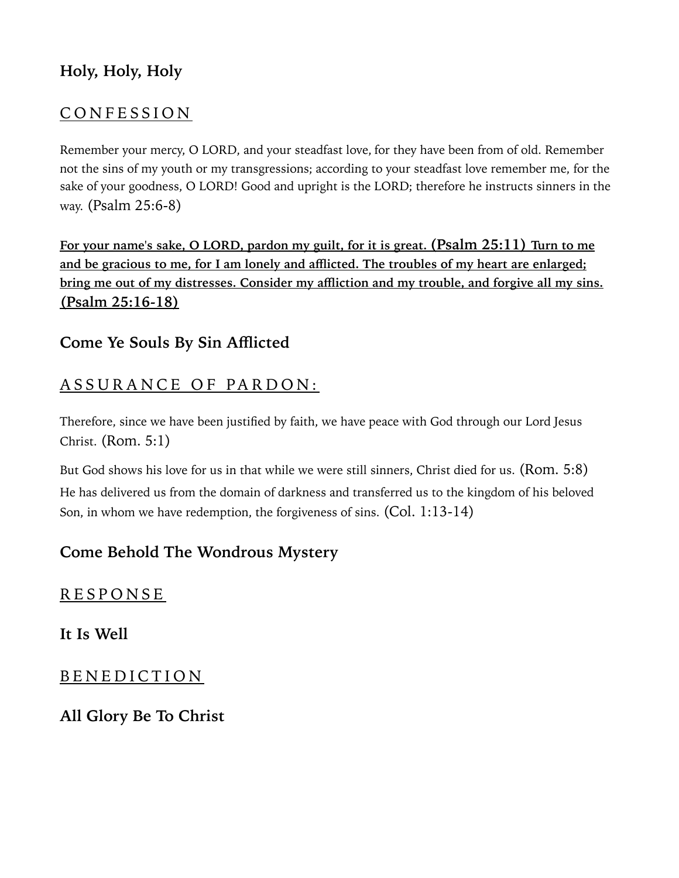**Holy, Holy, Holy**

## CONFESSION

Remember your mercy, O LORD, and your steadfast love, for they have been from of old. Remember not the sins of my youth or my transgressions; according to your steadfast love remember me, for the sake of your goodness, O LORD! Good and upright is the LORD; therefore he instructs sinners in the way. (Psalm 25:6-8)

**For your name's sake, O LORD, pardon my guilt, for it is great. (Psalm 25:11) Turn to me and be gracious to me, for I am lonely and afflicted. The troubles of my heart are enlarged; bring me out of my distresses. Consider my affliction and my trouble, and forgive all my sins. (Psalm 25:16-18)**

**Come Ye Souls By Sin Afflicted**

## ASSURANCE OF PARDON:

Therefore, since we have been justified by faith, we have peace with God through our Lord Jesus Christ. (Rom. 5:1)

But God shows his love for us in that while we were still sinners, Christ died for us. (Rom. 5:8) He has delivered us from the domain of darkness and transferred us to the kingdom of his beloved Son, in whom we have redemption, the forgiveness of sins. (Col. 1:13-14)

**Come Behold The Wondrous Mystery**

## RESPONSE

**It Is Well**

## BENEDICTION

**All Glory Be To Christ**